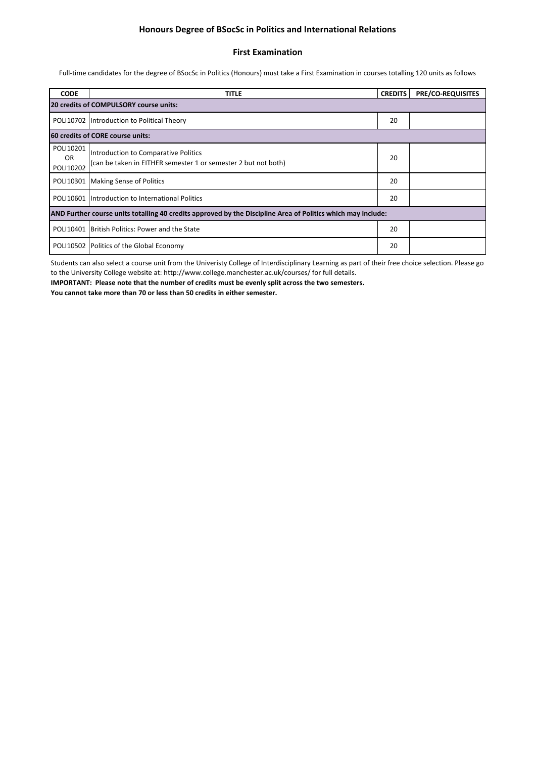## Honours Degree of BSocSc in Politics and International Relations

### First Examination

Full-time candidates for the degree of BSocSc in Politics (Honours) must take a First Examination in courses totalling 120 units as follows

| CODE | TITLE | CREDITS | PRE/CO-REQUISITES |
|---|---|---|---|
| **20 credits of COMPULSORY course units:** | | | |
| POLI10702 | Introduction to Political Theory | 20 | |
| **60 credits of CORE course units:** | | | |
| POLI10201 OR POLI10202 | Introduction to Comparative Politics (can be taken in EITHER semester 1 or semester 2 but not both) | 20 | |
| POLI10301 | Making Sense of Politics | 20 | |
| POLI10601 | Introduction to International Politics | 20 | |
| **AND Further course units totalling 40 credits approved by the Discipline Area of Politics which may include:** | | | |
| POLI10401 | British Politics: Power and the State | 20 | |
| POLI10502 | Politics of the Global Economy | 20 | |

Students can also select a course unit from the Univeristy College of Interdisciplinary Learning as part of their free choice selection. Please go to the University College website at: http://www.college.manchester.ac.uk/courses/ for full details.

**IMPORTANT: Please note that the number of credits must be evenly split across the two semesters.**

**You cannot take more than 70 or less than 50 credits in either semester.**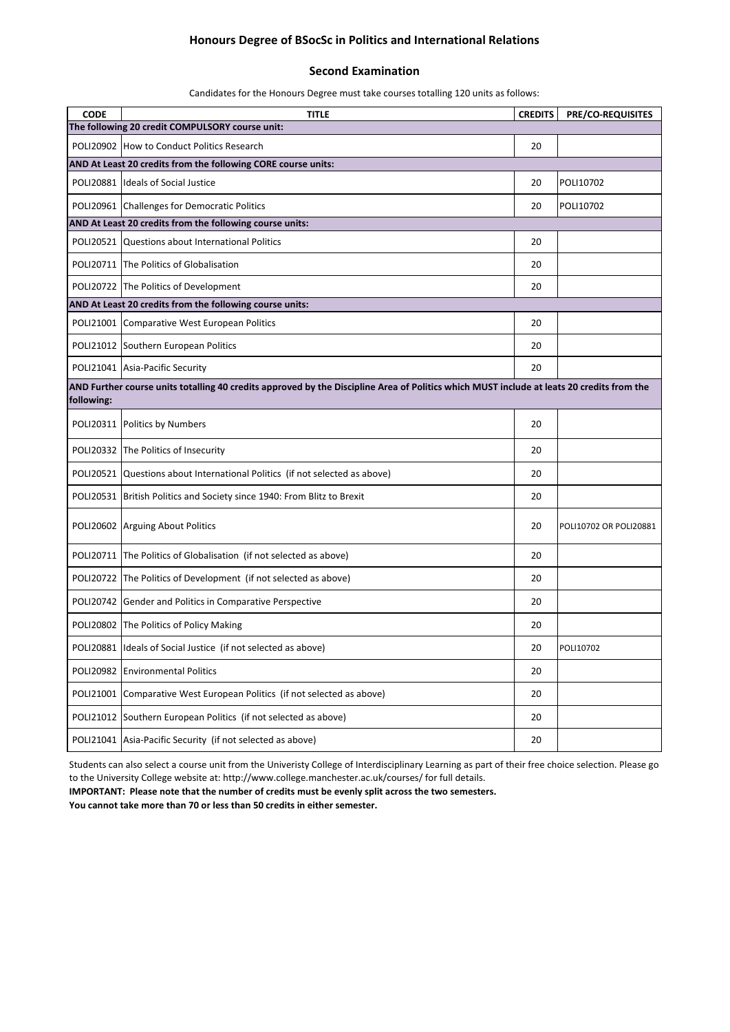# Honours Degree of BSocSc in Politics and International Relations

## Second Examination

Candidates for the Honours Degree must take courses totalling 120 units as follows:

| CODE | TITLE | CREDITS | PRE/CO-REQUISITES |
|---|---|---|---|
| **The following 20 credit COMPULSORY course unit:** | | | |
| POLI20902 | How to Conduct Politics Research | 20 | |
| **AND At Least 20 credits from the following CORE course units:** | | | |
| POLI20881 | Ideals of Social Justice | 20 | POLI10702 |
| POLI20961 | Challenges for Democratic Politics | 20 | POLI10702 |
| **AND At Least 20 credits from the following course units:** | | | |
| POLI20521 | Questions about International Politics | 20 | |
| POLI20711 | The Politics of Globalisation | 20 | |
| POLI20722 | The Politics of Development | 20 | |
| **AND At Least 20 credits from the following course units:** | | | |
| POLI21001 | Comparative West European Politics | 20 | |
| POLI21012 | Southern European Politics | 20 | |
| POLI21041 | Asia-Pacific Security | 20 | |
| **AND Further course units totalling 40 credits approved by the Discipline Area of Politics which MUST include at leats 20 credits from the following:** | | | |
| POLI20311 | Politics by Numbers | 20 | |
| POLI20332 | The Politics of Insecurity | 20 | |
| POLI20521 | Questions about International Politics (if not selected as above) | 20 | |
| POLI20531 | British Politics and Society since 1940: From Blitz to Brexit | 20 | |
| POLI20602 | Arguing About Politics | 20 | POLI10702 OR POLI20881 |
| POLI20711 | The Politics of Globalisation (if not selected as above) | 20 | |
| POLI20722 | The Politics of Development (if not selected as above) | 20 | |
| POLI20742 | Gender and Politics in Comparative Perspective | 20 | |
| POLI20802 | The Politics of Policy Making | 20 | |
| POLI20881 | Ideals of Social Justice (if not selected as above) | 20 | POLI10702 |
| POLI20982 | Environmental Politics | 20 | |
| POLI21001 | Comparative West European Politics (if not selected as above) | 20 | |
| POLI21012 | Southern European Politics (if not selected as above) | 20 | |
| POLI21041 | Asia-Pacific Security (if not selected as above) | 20 | |

Students can also select a course unit from the Univeristy College of Interdisciplinary Learning as part of their free choice selection. Please go to the University College website at: http://www.college.manchester.ac.uk/courses/ for full details.

**IMPORTANT: Please note that the number of credits must be evenly split across the two semesters.**

**You cannot take more than 70 or less than 50 credits in either semester.**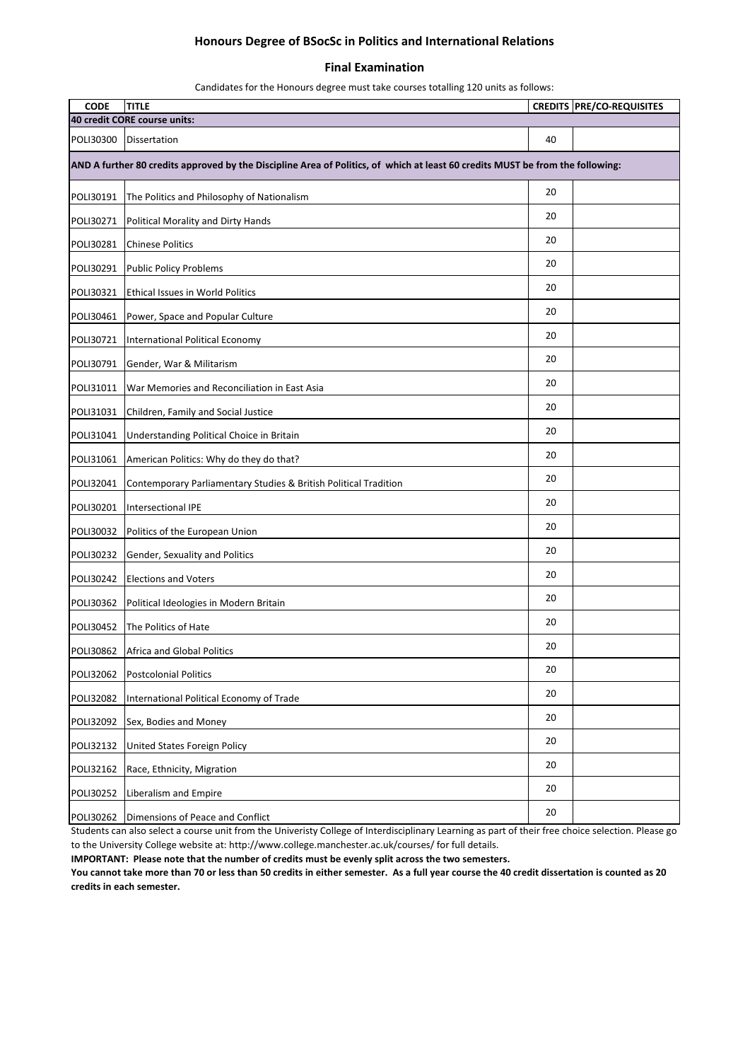## Honours Degree of BSocSc in Politics and International Relations

### Final Examination

Candidates for the Honours degree must take courses totalling 120 units as follows:

| CODE | TITLE | CREDITS | PRE/CO-REQUISITES |
|---|---|---|---|
| **40 credit CORE course units:** | | | |
| POLI30300 | Dissertation | 40 | |
| **AND A further 80 credits approved by the Discipline Area of Politics, of which at least 60 credits MUST be from the following:** | | | |
| POLI30191 | The Politics and Philosophy of Nationalism | 20 | |
| POLI30271 | Political Morality and Dirty Hands | 20 | |
| POLI30281 | Chinese Politics | 20 | |
| POLI30291 | Public Policy Problems | 20 | |
| POLI30321 | Ethical Issues in World Politics | 20 | |
| POLI30461 | Power, Space and Popular Culture | 20 | |
| POLI30721 | International Political Economy | 20 | |
| POLI30791 | Gender, War & Militarism | 20 | |
| POLI31011 | War Memories and Reconciliation in East Asia | 20 | |
| POLI31031 | Children, Family and Social Justice | 20 | |
| POLI31041 | Understanding Political Choice in Britain | 20 | |
| POLI31061 | American Politics: Why do they do that? | 20 | |
| POLI32041 | Contemporary Parliamentary Studies & British Political Tradition | 20 | |
| POLI30201 | Intersectional IPE | 20 | |
| POLI30032 | Politics of the European Union | 20 | |
| POLI30232 | Gender, Sexuality and Politics | 20 | |
| POLI30242 | Elections and Voters | 20 | |
| POLI30362 | Political Ideologies in Modern Britain | 20 | |
| POLI30452 | The Politics of Hate | 20 | |
| POLI30862 | Africa and Global Politics | 20 | |
| POLI32062 | Postcolonial Politics | 20 | |
| POLI32082 | International Political Economy of Trade | 20 | |
| POLI32092 | Sex, Bodies and Money | 20 | |
| POLI32132 | United States Foreign Policy | 20 | |
| POLI32162 | Race, Ethnicity, Migration | 20 | |
| POLI30252 | Liberalism and Empire | 20 | |
| POLI30262 | Dimensions of Peace and Conflict | 20 | |

Students can also select a course unit from the Univeristy College of Interdisciplinary Learning as part of their free choice selection. Please go to the University College website at: http://www.college.manchester.ac.uk/courses/ for full details.

**IMPORTANT: Please note that the number of credits must be evenly split across the two semesters.**

**You cannot take more than 70 or less than 50 credits in either semester. As a full year course the 40 credit dissertation is counted as 20 credits in each semester.**